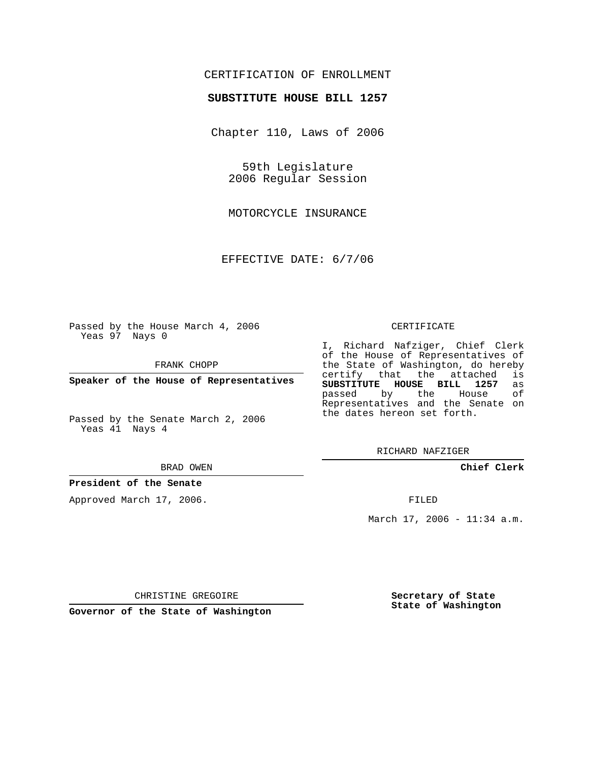CERTIFICATION OF ENROLLMENT

**SUBSTITUTE HOUSE BILL 1257**

Chapter 110, Laws of 2006

59th Legislature
2006 Regular Session

MOTORCYCLE INSURANCE

EFFECTIVE DATE: 6/7/06

Passed by the House March 4, 2006
Yeas 97 Nays 0

FRANK CHOPP

**Speaker of the House of Representatives**

Passed by the Senate March 2, 2006
Yeas 41 Nays 4

BRAD OWEN

**President of the Senate**

Approved March 17, 2006.

CHRISTINE GREGOIRE

**Governor of the State of Washington**

CERTIFICATE

I, Richard Nafziger, Chief Clerk of the House of Representatives of the State of Washington, do hereby certify that the attached is **SUBSTITUTE HOUSE BILL 1257** as passed by the House of Representatives and the Senate on the dates hereon set forth.

RICHARD NAFZIGER

**Chief Clerk**

FILED

March 17, 2006 - 11:34 a.m.

**Secretary of State**
**State of Washington**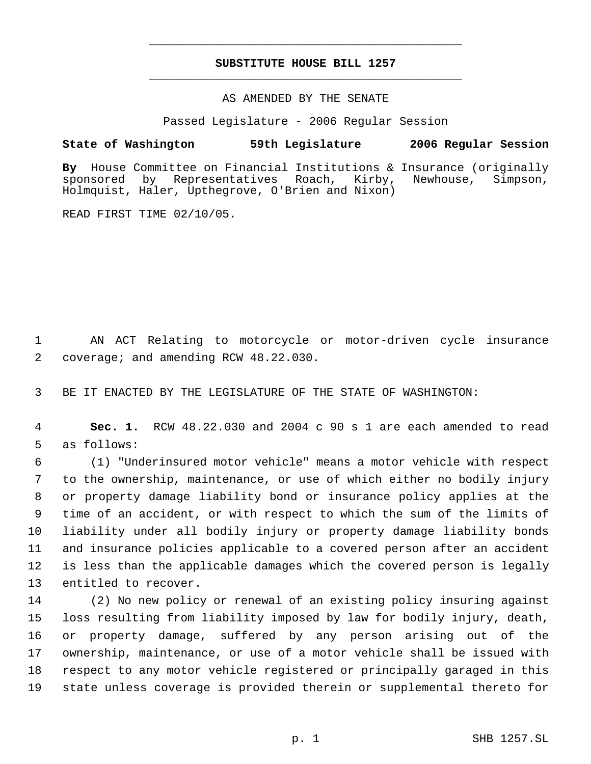# SUBSTITUTE HOUSE BILL 1257

AS AMENDED BY THE SENATE

Passed Legislature - 2006 Regular Session

**State of Washington 59th Legislature 2006 Regular Session**

**By** House Committee on Financial Institutions & Insurance (originally sponsored by Representatives Roach, Kirby, Newhouse, Simpson, Holmquist, Haler, Upthegrove, O'Brien and Nixon)

READ FIRST TIME 02/10/05.

AN ACT Relating to motorcycle or motor-driven cycle insurance coverage; and amending RCW 48.22.030.

BE IT ENACTED BY THE LEGISLATURE OF THE STATE OF WASHINGTON:

**Sec. 1.** RCW 48.22.030 and 2004 c 90 s 1 are each amended to read as follows:

(1) "Underinsured motor vehicle" means a motor vehicle with respect to the ownership, maintenance, or use of which either no bodily injury or property damage liability bond or insurance policy applies at the time of an accident, or with respect to which the sum of the limits of liability under all bodily injury or property damage liability bonds and insurance policies applicable to a covered person after an accident is less than the applicable damages which the covered person is legally entitled to recover.

(2) No new policy or renewal of an existing policy insuring against loss resulting from liability imposed by law for bodily injury, death, or property damage, suffered by any person arising out of the ownership, maintenance, or use of a motor vehicle shall be issued with respect to any motor vehicle registered or principally garaged in this state unless coverage is provided therein or supplemental thereto for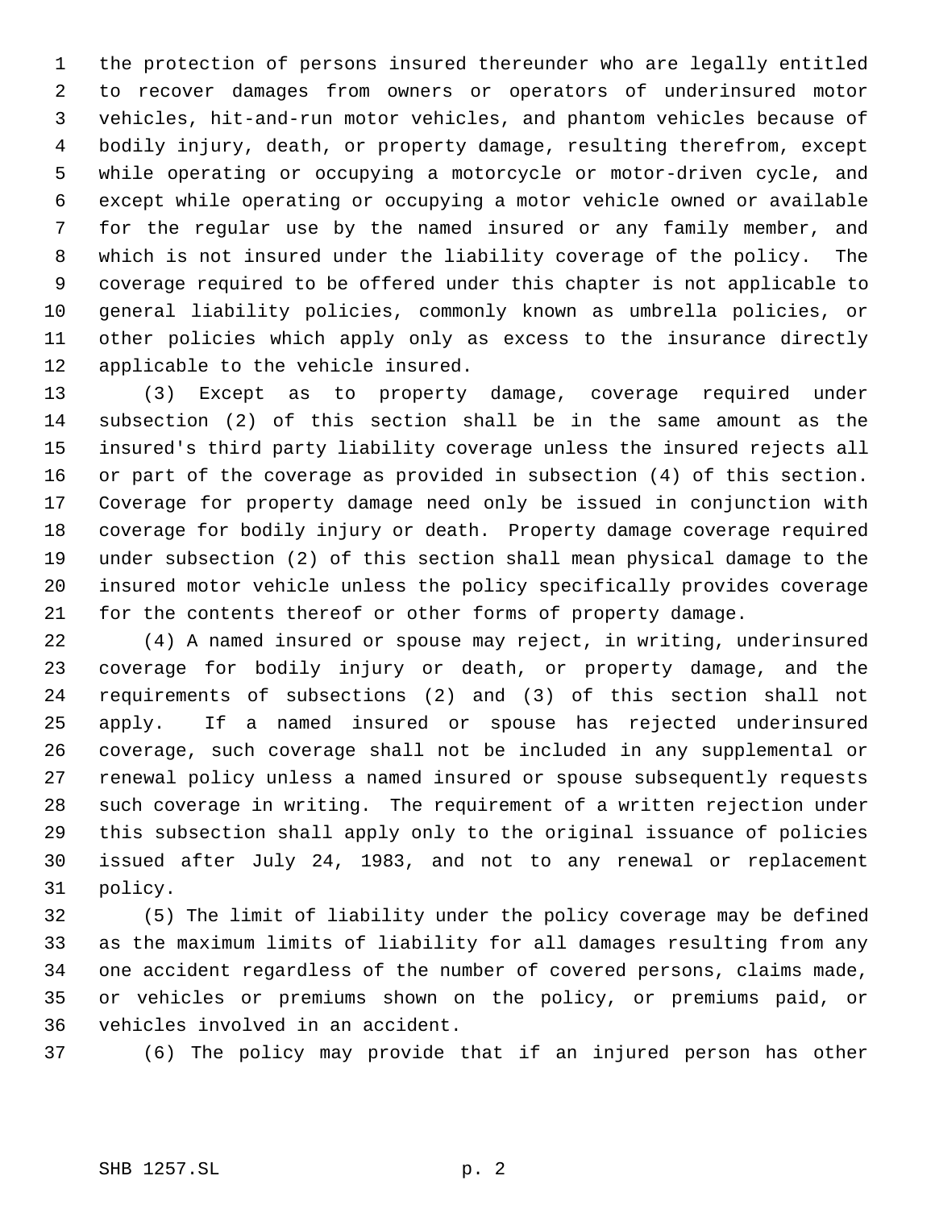the protection of persons insured thereunder who are legally entitled to recover damages from owners or operators of underinsured motor vehicles, hit-and-run motor vehicles, and phantom vehicles because of bodily injury, death, or property damage, resulting therefrom, except while operating or occupying a motorcycle or motor-driven cycle, and except while operating or occupying a motor vehicle owned or available for the regular use by the named insured or any family member, and which is not insured under the liability coverage of the policy. The coverage required to be offered under this chapter is not applicable to general liability policies, commonly known as umbrella policies, or other policies which apply only as excess to the insurance directly applicable to the vehicle insured.

(3) Except as to property damage, coverage required under subsection (2) of this section shall be in the same amount as the insured's third party liability coverage unless the insured rejects all or part of the coverage as provided in subsection (4) of this section. Coverage for property damage need only be issued in conjunction with coverage for bodily injury or death. Property damage coverage required under subsection (2) of this section shall mean physical damage to the insured motor vehicle unless the policy specifically provides coverage for the contents thereof or other forms of property damage.

(4) A named insured or spouse may reject, in writing, underinsured coverage for bodily injury or death, or property damage, and the requirements of subsections (2) and (3) of this section shall not apply. If a named insured or spouse has rejected underinsured coverage, such coverage shall not be included in any supplemental or renewal policy unless a named insured or spouse subsequently requests such coverage in writing. The requirement of a written rejection under this subsection shall apply only to the original issuance of policies issued after July 24, 1983, and not to any renewal or replacement policy.

(5) The limit of liability under the policy coverage may be defined as the maximum limits of liability for all damages resulting from any one accident regardless of the number of covered persons, claims made, or vehicles or premiums shown on the policy, or premiums paid, or vehicles involved in an accident.

(6) The policy may provide that if an injured person has other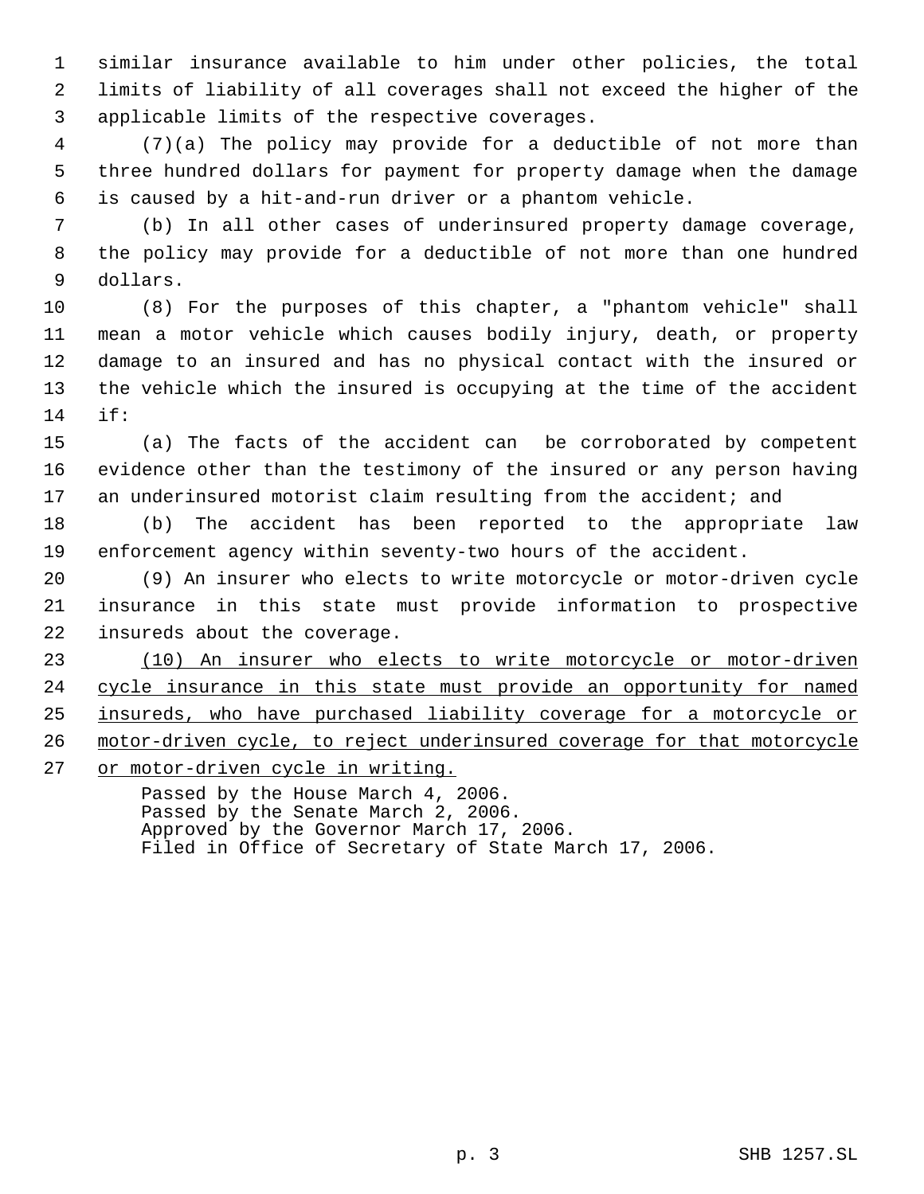similar insurance available to him under other policies, the total limits of liability of all coverages shall not exceed the higher of the applicable limits of the respective coverages.

(7)(a) The policy may provide for a deductible of not more than three hundred dollars for payment for property damage when the damage is caused by a hit-and-run driver or a phantom vehicle.

(b) In all other cases of underinsured property damage coverage, the policy may provide for a deductible of not more than one hundred dollars.

(8) For the purposes of this chapter, a "phantom vehicle" shall mean a motor vehicle which causes bodily injury, death, or property damage to an insured and has no physical contact with the insured or the vehicle which the insured is occupying at the time of the accident if:

(a) The facts of the accident can be corroborated by competent evidence other than the testimony of the insured or any person having an underinsured motorist claim resulting from the accident; and

(b) The accident has been reported to the appropriate law enforcement agency within seventy-two hours of the accident.

(9) An insurer who elects to write motorcycle or motor-driven cycle insurance in this state must provide information to prospective insureds about the coverage.

<u>(10) An insurer who elects to write motorcycle or motor-driven cycle insurance in this state must provide an opportunity for named insureds, who have purchased liability coverage for a motorcycle or motor-driven cycle, to reject underinsured coverage for that motorcycle or motor-driven cycle in writing.</u>

Passed by the House March 4, 2006.
Passed by the Senate March 2, 2006.
Approved by the Governor March 17, 2006.
Filed in Office of Secretary of State March 17, 2006.